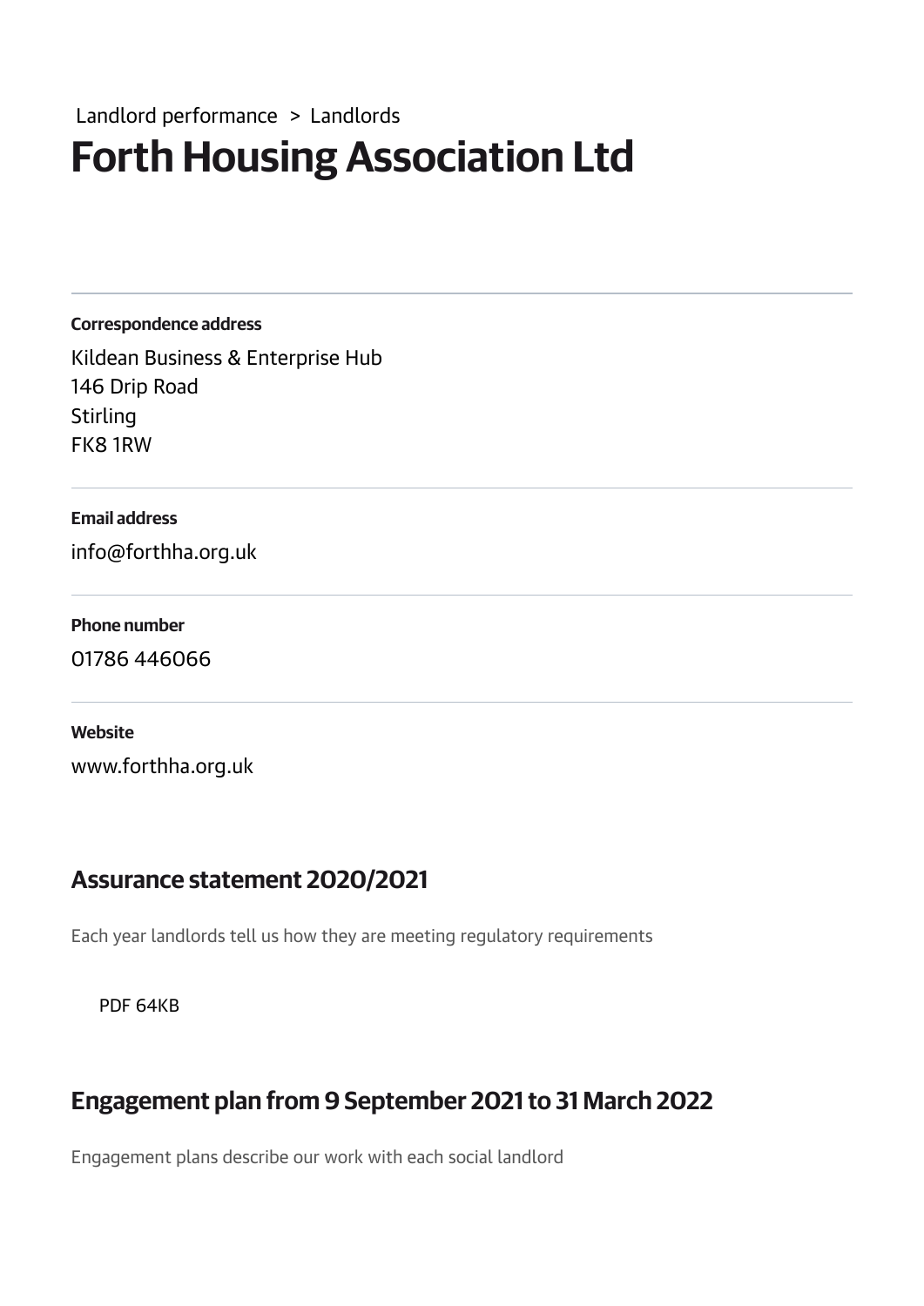Landlord performance > Landlords

# Forth Housing Association Ltd

**Correspondence address**

Kildean Business & Enterprise Hub
146 Drip Road
Stirling
FK8 1RW

**Email address**

info@forthha.org.uk

**Phone number**

01786 446066

**Website**

www.forthha.org.uk

## Assurance statement 2020/2021

Each year landlords tell us how they are meeting regulatory requirements

PDF 64KB

## Engagement plan from 9 September 2021 to 31 March 2022

Engagement plans describe our work with each social landlord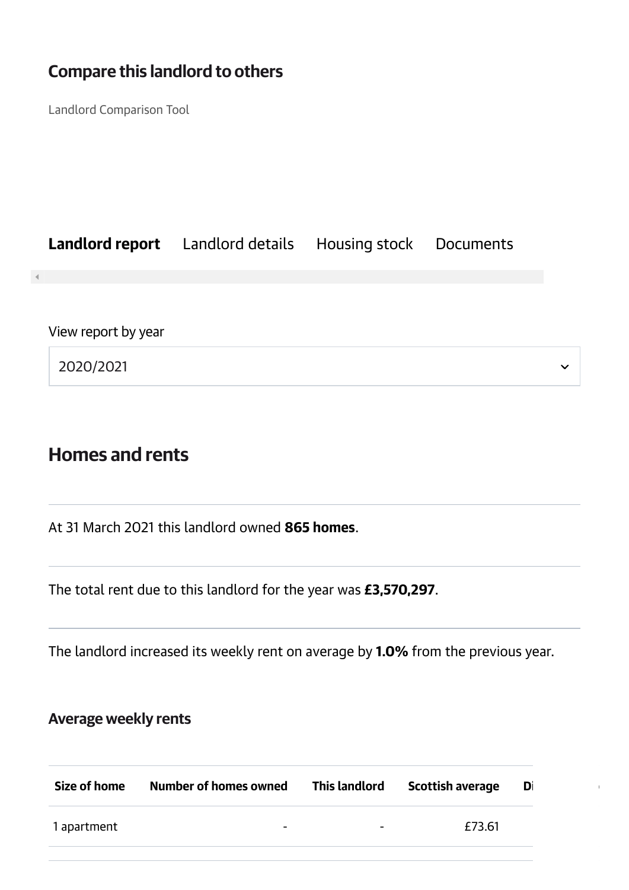## Compare this landlord to others

Landlord Comparison Tool

**Landlord report** Landlord details Housing stock Documents

View report by year

2020/2021

## Homes and rents

At 31 March 2021 this landlord owned **865 homes**.

The total rent due to this landlord for the year was **£3,570,297**.

The landlord increased its weekly rent on average by **1.0%** from the previous year.

### Average weekly rents

| Size of home | Number of homes owned | This landlord | Scottish average | Di |
|---|---|---|---|---|
| 1 apartment | - | - | £73.61 | |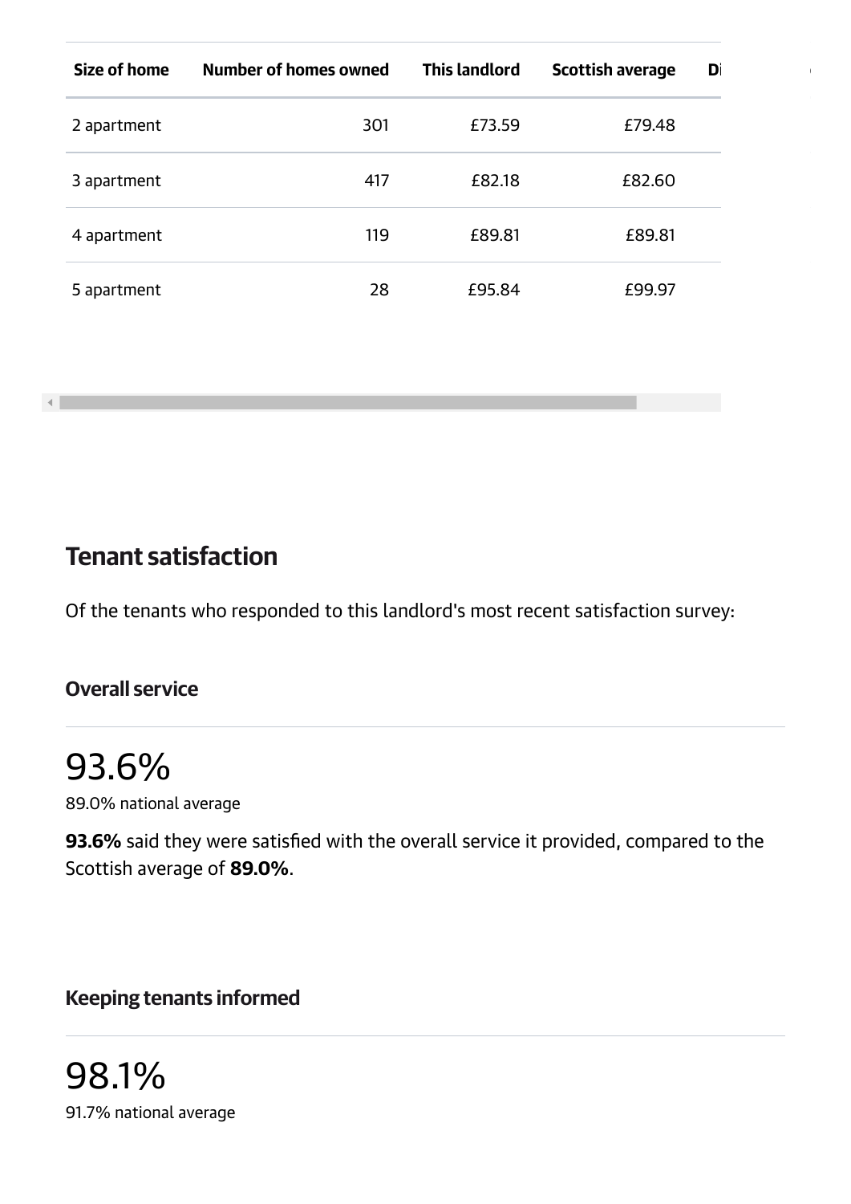| Size of home | Number of homes owned | This landlord | Scottish average | Di |
|---|---|---|---|---|
| 2 apartment | 301 | £73.59 | £79.48 | |
| 3 apartment | 417 | £82.18 | £82.60 | |
| 4 apartment | 119 | £89.81 | £89.81 | |
| 5 apartment | 28 | £95.84 | £99.97 | |

## Tenant satisfaction

Of the tenants who responded to this landlord's most recent satisfaction survey:

### Overall service

93.6%

89.0% national average

**93.6%** said they were satisfied with the overall service it provided, compared to the Scottish average of **89.0%**.

### Keeping tenants informed

98.1%

91.7% national average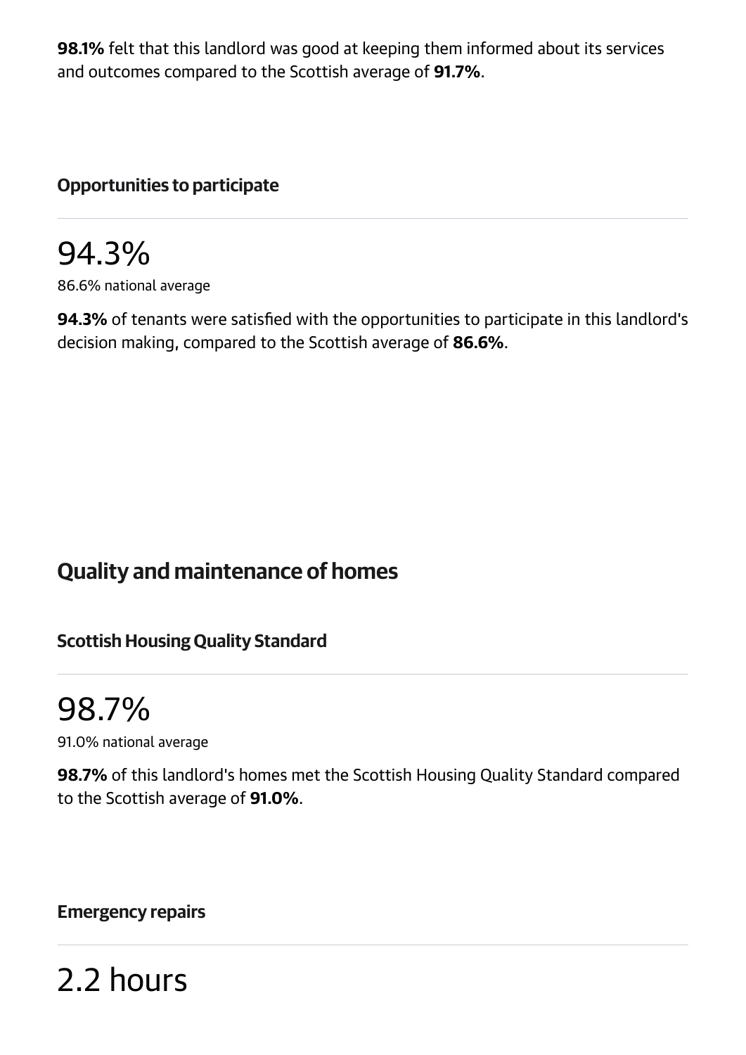**98.1%** felt that this landlord was good at keeping them informed about its services and outcomes compared to the Scottish average of **91.7%**.

### Opportunities to participate

94.3%

86.6% national average

**94.3%** of tenants were satisfied with the opportunities to participate in this landlord's decision making, compared to the Scottish average of **86.6%**.

## Quality and maintenance of homes

### Scottish Housing Quality Standard

98.7%

91.0% national average

**98.7%** of this landlord's homes met the Scottish Housing Quality Standard compared to the Scottish average of **91.0%**.

### Emergency repairs

2.2 hours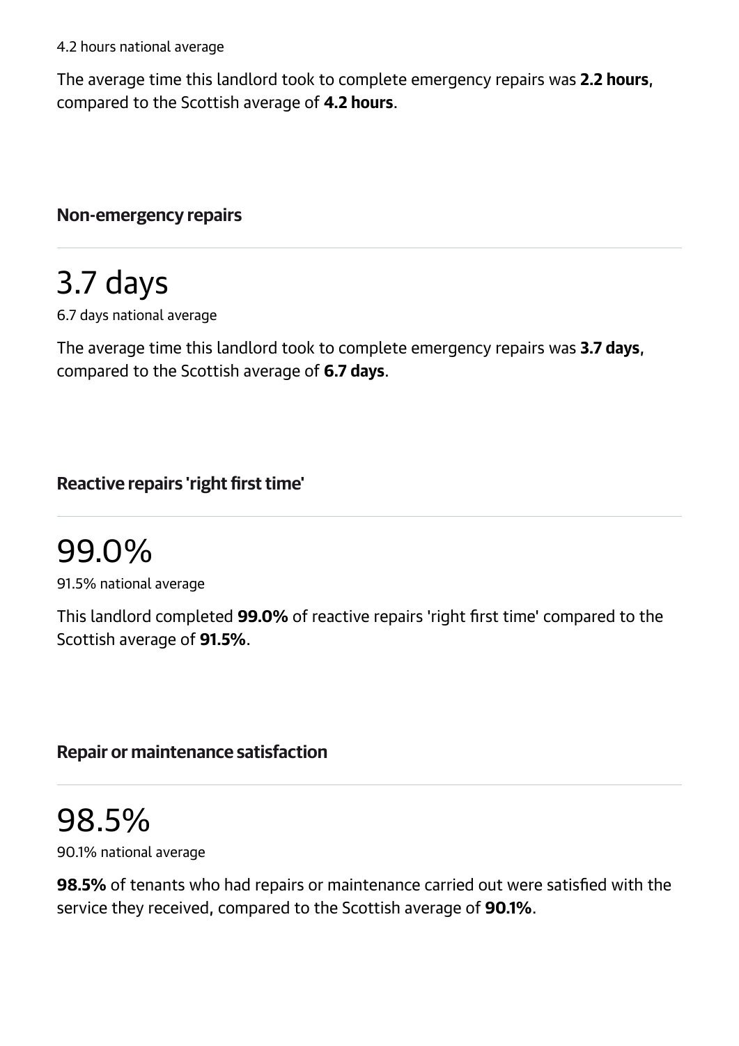4.2 hours national average

The average time this landlord took to complete emergency repairs was **2.2 hours**, compared to the Scottish average of **4.2 hours**.

### Non-emergency repairs

# 3.7 days

6.7 days national average

The average time this landlord took to complete emergency repairs was **3.7 days**, compared to the Scottish average of **6.7 days**.

### Reactive repairs 'right first time'

# 99.0%

91.5% national average

This landlord completed **99.0%** of reactive repairs 'right first time' compared to the Scottish average of **91.5%**.

### Repair or maintenance satisfaction

# 98.5%

90.1% national average

**98.5%** of tenants who had repairs or maintenance carried out were satisfied with the service they received, compared to the Scottish average of **90.1%**.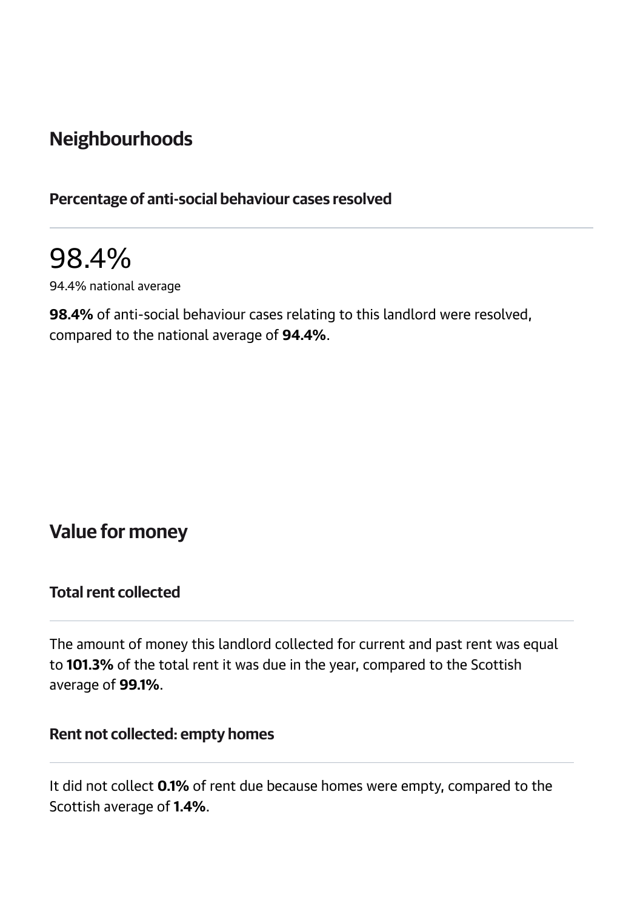## Neighbourhoods

### Percentage of anti-social behaviour cases resolved

98.4%

94.4% national average

**98.4%** of anti-social behaviour cases relating to this landlord were resolved, compared to the national average of **94.4%**.

## Value for money

### Total rent collected

The amount of money this landlord collected for current and past rent was equal to **101.3%** of the total rent it was due in the year, compared to the Scottish average of **99.1%**.

### Rent not collected: empty homes

It did not collect **0.1%** of rent due because homes were empty, compared to the Scottish average of **1.4%**.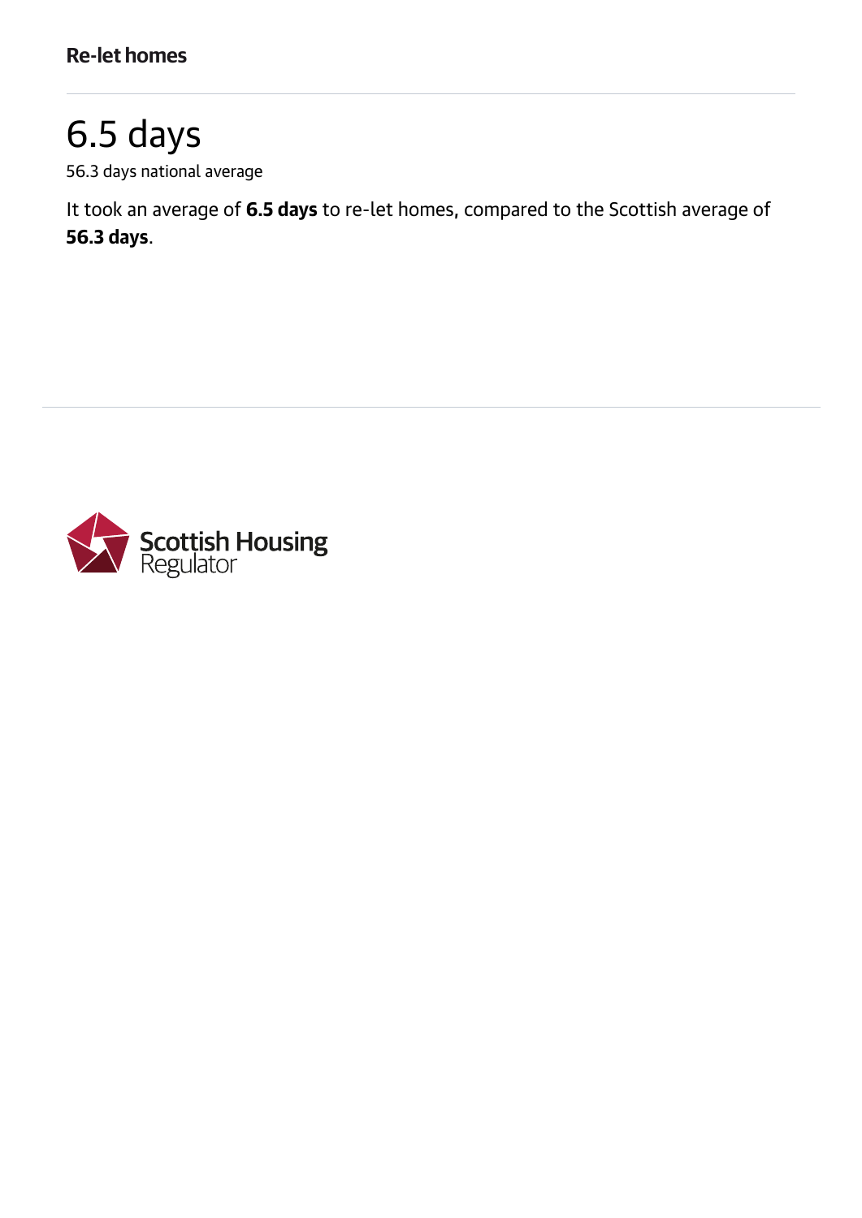## Re-let homes

# 6.5 days

56.3 days national average

It took an average of **6.5 days** to re-let homes, compared to the Scottish average of **56.3 days**.

Scottish Housing Regulator